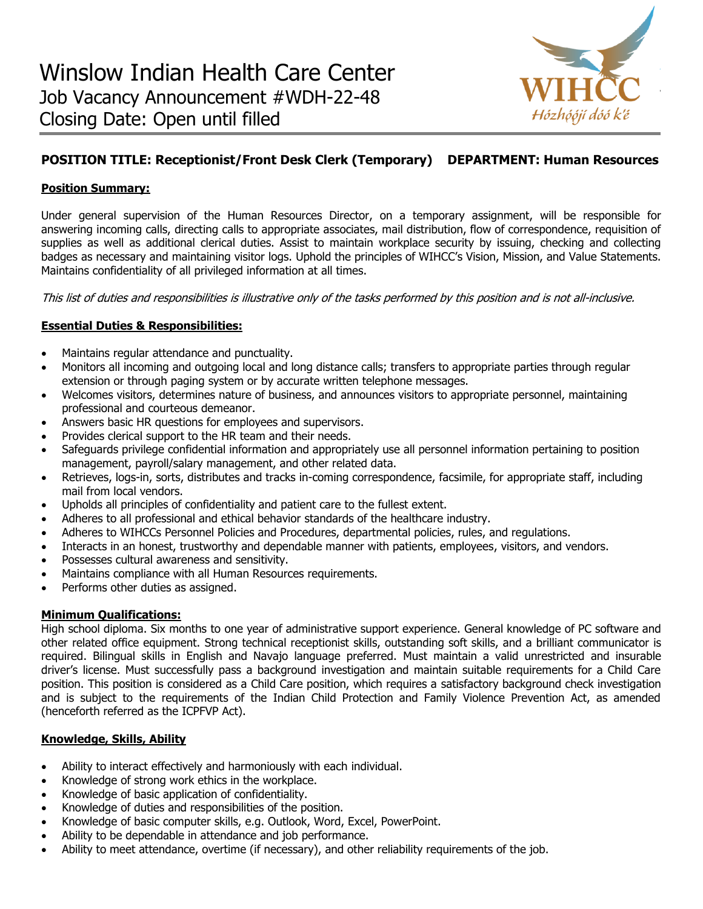# Winslow Indian Health Care Center

Job Vacancy Announcement #WDH-22-48

Closing Date: Open until filled

WIHCC

Hózhóójí dóó k'é

**POSITION TITLE: Receptionist/Front Desk Clerk (Temporary)  DEPARTMENT: Human Resources**

**Position Summary:**

Under general supervision of the Human Resources Director, on a temporary assignment, will be responsible for answering incoming calls, directing calls to appropriate associates, mail distribution, flow of correspondence, requisition of supplies as well as additional clerical duties. Assist to maintain workplace security by issuing, checking and collecting badges as necessary and maintaining visitor logs. Uphold the principles of WIHCC's Vision, Mission, and Value Statements. Maintains confidentiality of all privileged information at all times.

*This list of duties and responsibilities is illustrative only of the tasks performed by this position and is not all-inclusive.*

**Essential Duties & Responsibilities:**

- Maintains regular attendance and punctuality.
- Monitors all incoming and outgoing local and long distance calls; transfers to appropriate parties through regular extension or through paging system or by accurate written telephone messages.
- Welcomes visitors, determines nature of business, and announces visitors to appropriate personnel, maintaining professional and courteous demeanor.
- Answers basic HR questions for employees and supervisors.
- Provides clerical support to the HR team and their needs.
- Safeguards privilege confidential information and appropriately use all personnel information pertaining to position management, payroll/salary management, and other related data.
- Retrieves, logs-in, sorts, distributes and tracks in-coming correspondence, facsimile, for appropriate staff, including mail from local vendors.
- Upholds all principles of confidentiality and patient care to the fullest extent.
- Adheres to all professional and ethical behavior standards of the healthcare industry.
- Adheres to WIHCCs Personnel Policies and Procedures, departmental policies, rules, and regulations.
- Interacts in an honest, trustworthy and dependable manner with patients, employees, visitors, and vendors.
- Possesses cultural awareness and sensitivity.
- Maintains compliance with all Human Resources requirements.
- Performs other duties as assigned.

**Minimum Qualifications:**

High school diploma. Six months to one year of administrative support experience. General knowledge of PC software and other related office equipment. Strong technical receptionist skills, outstanding soft skills, and a brilliant communicator is required. Bilingual skills in English and Navajo language preferred. Must maintain a valid unrestricted and insurable driver's license. Must successfully pass a background investigation and maintain suitable requirements for a Child Care position. This position is considered as a Child Care position, which requires a satisfactory background check investigation and is subject to the requirements of the Indian Child Protection and Family Violence Prevention Act, as amended (henceforth referred as the ICPFVP Act).

**Knowledge, Skills, Ability**

- Ability to interact effectively and harmoniously with each individual.
- Knowledge of strong work ethics in the workplace.
- Knowledge of basic application of confidentiality.
- Knowledge of duties and responsibilities of the position.
- Knowledge of basic computer skills, e.g. Outlook, Word, Excel, PowerPoint.
- Ability to be dependable in attendance and job performance.
- Ability to meet attendance, overtime (if necessary), and other reliability requirements of the job.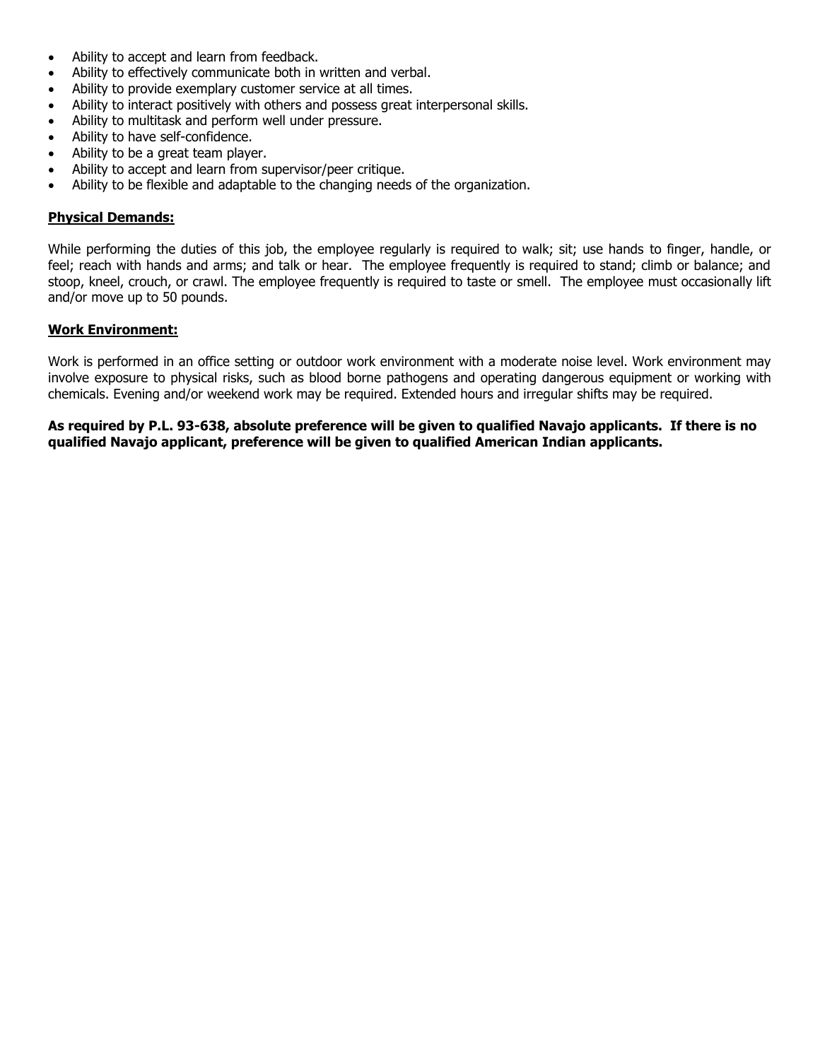- Ability to accept and learn from feedback.
- Ability to effectively communicate both in written and verbal.
- Ability to provide exemplary customer service at all times.
- Ability to interact positively with others and possess great interpersonal skills.
- Ability to multitask and perform well under pressure.
- Ability to have self-confidence.
- Ability to be a great team player.
- Ability to accept and learn from supervisor/peer critique.
- Ability to be flexible and adaptable to the changing needs of the organization.

**Physical Demands:**

While performing the duties of this job, the employee regularly is required to walk; sit; use hands to finger, handle, or feel; reach with hands and arms; and talk or hear. The employee frequently is required to stand; climb or balance; and stoop, kneel, crouch, or crawl. The employee frequently is required to taste or smell. The employee must occasionally lift and/or move up to 50 pounds.

**Work Environment:**

Work is performed in an office setting or outdoor work environment with a moderate noise level. Work environment may involve exposure to physical risks, such as blood borne pathogens and operating dangerous equipment or working with chemicals. Evening and/or weekend work may be required. Extended hours and irregular shifts may be required.

**As required by P.L. 93-638, absolute preference will be given to qualified Navajo applicants. If there is no qualified Navajo applicant, preference will be given to qualified American Indian applicants.**